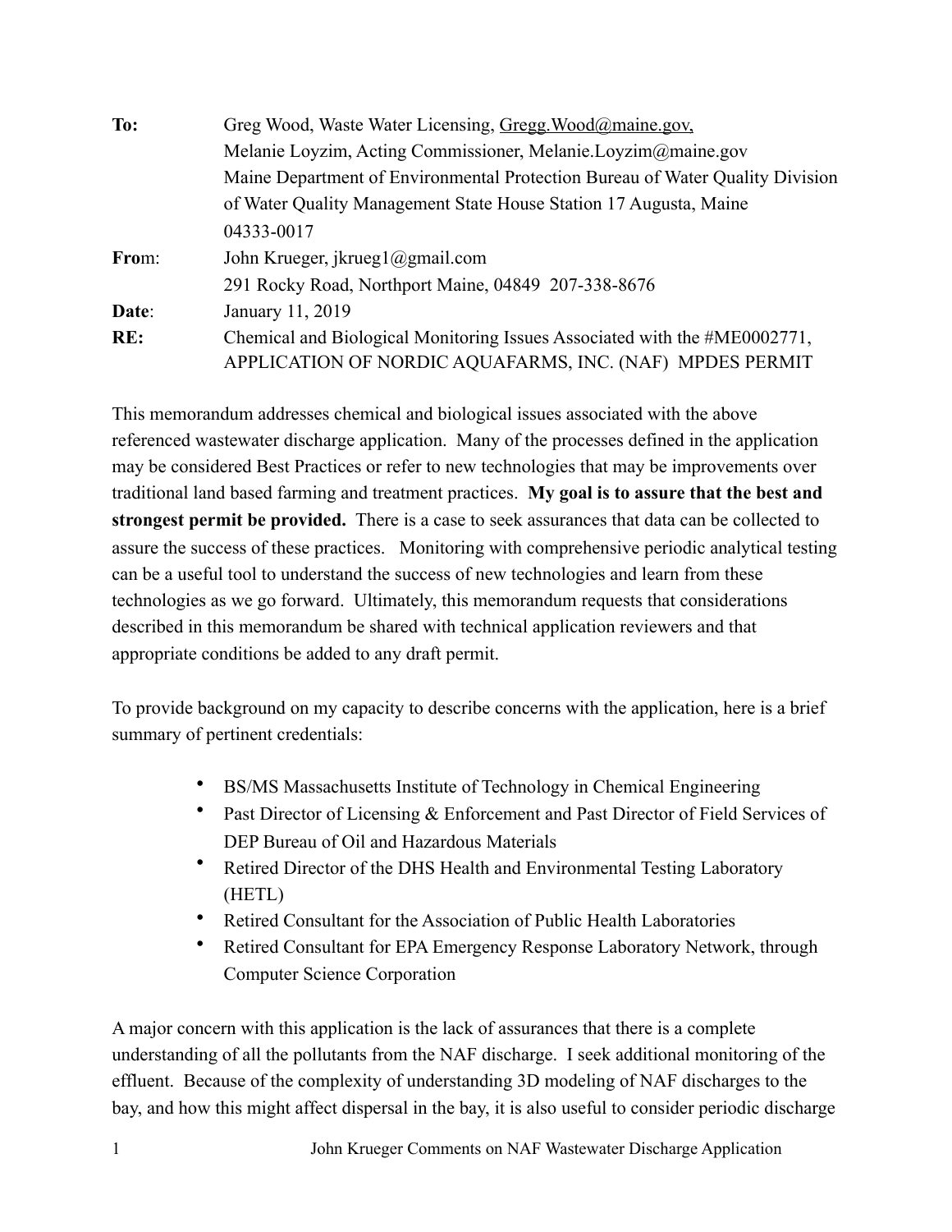| | |
|---|---|
| **To:** | Greg Wood, Waste Water Licensing, Gregg.Wood@maine.gov, Melanie Loyzim, Acting Commissioner, Melanie.Loyzim@maine.gov Maine Department of Environmental Protection Bureau of Water Quality Division of Water Quality Management State House Station 17 Augusta, Maine 04333-0017 |
| **From**: | John Krueger, jkrueg1@gmail.com 291 Rocky Road, Northport Maine, 04849 207-338-8676 |
| **Date**: | January 11, 2019 |
| **RE:** | Chemical and Biological Monitoring Issues Associated with the #ME0002771, APPLICATION OF NORDIC AQUAFARMS, INC. (NAF) MPDES PERMIT |

This memorandum addresses chemical and biological issues associated with the above referenced wastewater discharge application. Many of the processes defined in the application may be considered Best Practices or refer to new technologies that may be improvements over traditional land based farming and treatment practices. **My goal is to assure that the best and strongest permit be provided.** There is a case to seek assurances that data can be collected to assure the success of these practices. Monitoring with comprehensive periodic analytical testing can be a useful tool to understand the success of new technologies and learn from these technologies as we go forward. Ultimately, this memorandum requests that considerations described in this memorandum be shared with technical application reviewers and that appropriate conditions be added to any draft permit.

To provide background on my capacity to describe concerns with the application, here is a brief summary of pertinent credentials:

- BS/MS Massachusetts Institute of Technology in Chemical Engineering
- Past Director of Licensing & Enforcement and Past Director of Field Services of DEP Bureau of Oil and Hazardous Materials
- Retired Director of the DHS Health and Environmental Testing Laboratory (HETL)
- Retired Consultant for the Association of Public Health Laboratories
- Retired Consultant for EPA Emergency Response Laboratory Network, through Computer Science Corporation

A major concern with this application is the lack of assurances that there is a complete understanding of all the pollutants from the NAF discharge. I seek additional monitoring of the effluent. Because of the complexity of understanding 3D modeling of NAF discharges to the bay, and how this might affect dispersal in the bay, it is also useful to consider periodic discharge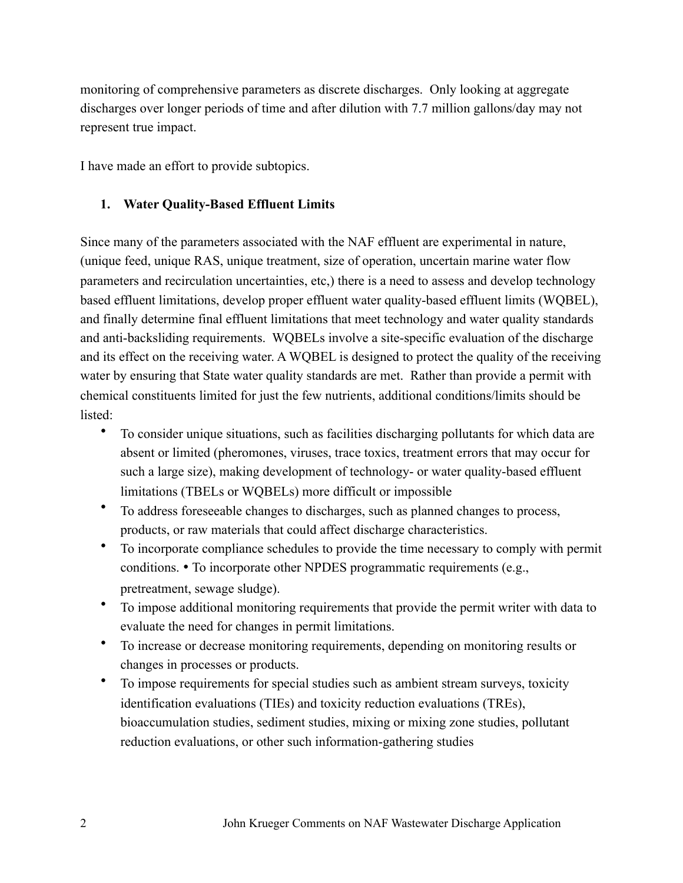monitoring of comprehensive parameters as discrete discharges. Only looking at aggregate discharges over longer periods of time and after dilution with 7.7 million gallons/day may not represent true impact.

I have made an effort to provide subtopics.

## 1. Water Quality-Based Effluent Limits

Since many of the parameters associated with the NAF effluent are experimental in nature, (unique feed, unique RAS, unique treatment, size of operation, uncertain marine water flow parameters and recirculation uncertainties, etc,) there is a need to assess and develop technology based effluent limitations, develop proper effluent water quality-based effluent limits (WQBEL), and finally determine final effluent limitations that meet technology and water quality standards and anti-backsliding requirements. WQBELs involve a site-specific evaluation of the discharge and its effect on the receiving water. A WQBEL is designed to protect the quality of the receiving water by ensuring that State water quality standards are met. Rather than provide a permit with chemical constituents limited for just the few nutrients, additional conditions/limits should be listed:

- To consider unique situations, such as facilities discharging pollutants for which data are absent or limited (pheromones, viruses, trace toxics, treatment errors that may occur for such a large size), making development of technology- or water quality-based effluent limitations (TBELs or WQBELs) more difficult or impossible
- To address foreseeable changes to discharges, such as planned changes to process, products, or raw materials that could affect discharge characteristics.
- To incorporate compliance schedules to provide the time necessary to comply with permit conditions. • To incorporate other NPDES programmatic requirements (e.g., pretreatment, sewage sludge).
- To impose additional monitoring requirements that provide the permit writer with data to evaluate the need for changes in permit limitations.
- To increase or decrease monitoring requirements, depending on monitoring results or changes in processes or products.
- To impose requirements for special studies such as ambient stream surveys, toxicity identification evaluations (TIEs) and toxicity reduction evaluations (TREs), bioaccumulation studies, sediment studies, mixing or mixing zone studies, pollutant reduction evaluations, or other such information-gathering studies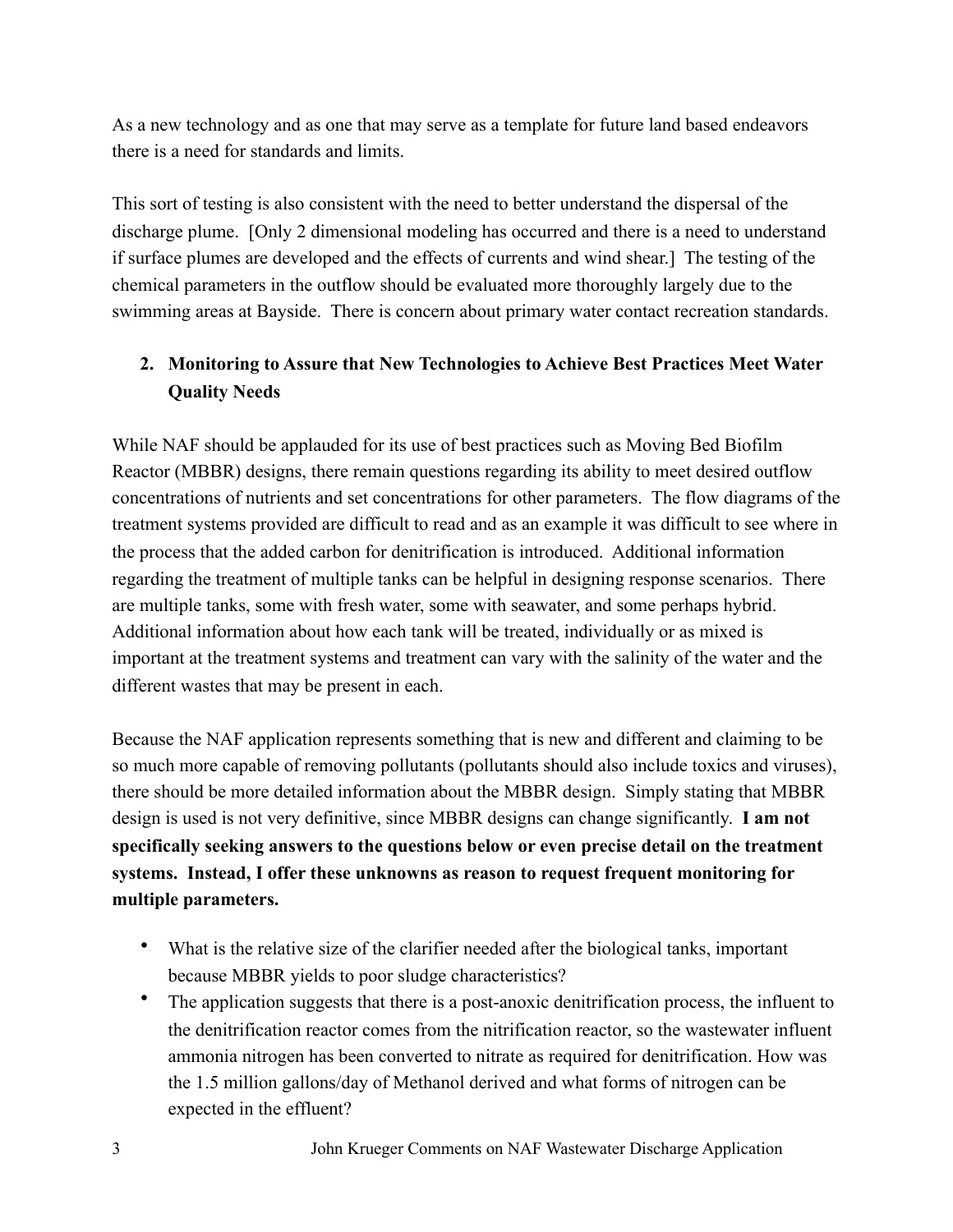As a new technology and as one that may serve as a template for future land based endeavors there is a need for standards and limits.

This sort of testing is also consistent with the need to better understand the dispersal of the discharge plume. [Only 2 dimensional modeling has occurred and there is a need to understand if surface plumes are developed and the effects of currents and wind shear.] The testing of the chemical parameters in the outflow should be evaluated more thoroughly largely due to the swimming areas at Bayside. There is concern about primary water contact recreation standards.

2. **Monitoring to Assure that New Technologies to Achieve Best Practices Meet Water Quality Needs**

While NAF should be applauded for its use of best practices such as Moving Bed Biofilm Reactor (MBBR) designs, there remain questions regarding its ability to meet desired outflow concentrations of nutrients and set concentrations for other parameters. The flow diagrams of the treatment systems provided are difficult to read and as an example it was difficult to see where in the process that the added carbon for denitrification is introduced. Additional information regarding the treatment of multiple tanks can be helpful in designing response scenarios. There are multiple tanks, some with fresh water, some with seawater, and some perhaps hybrid. Additional information about how each tank will be treated, individually or as mixed is important at the treatment systems and treatment can vary with the salinity of the water and the different wastes that may be present in each.

Because the NAF application represents something that is new and different and claiming to be so much more capable of removing pollutants (pollutants should also include toxics and viruses), there should be more detailed information about the MBBR design. Simply stating that MBBR design is used is not very definitive, since MBBR designs can change significantly. **I am not specifically seeking answers to the questions below or even precise detail on the treatment systems. Instead, I offer these unknowns as reason to request frequent monitoring for multiple parameters.**

- What is the relative size of the clarifier needed after the biological tanks, important because MBBR yields to poor sludge characteristics?
- The application suggests that there is a post-anoxic denitrification process, the influent to the denitrification reactor comes from the nitrification reactor, so the wastewater influent ammonia nitrogen has been converted to nitrate as required for denitrification. How was the 1.5 million gallons/day of Methanol derived and what forms of nitrogen can be expected in the effluent?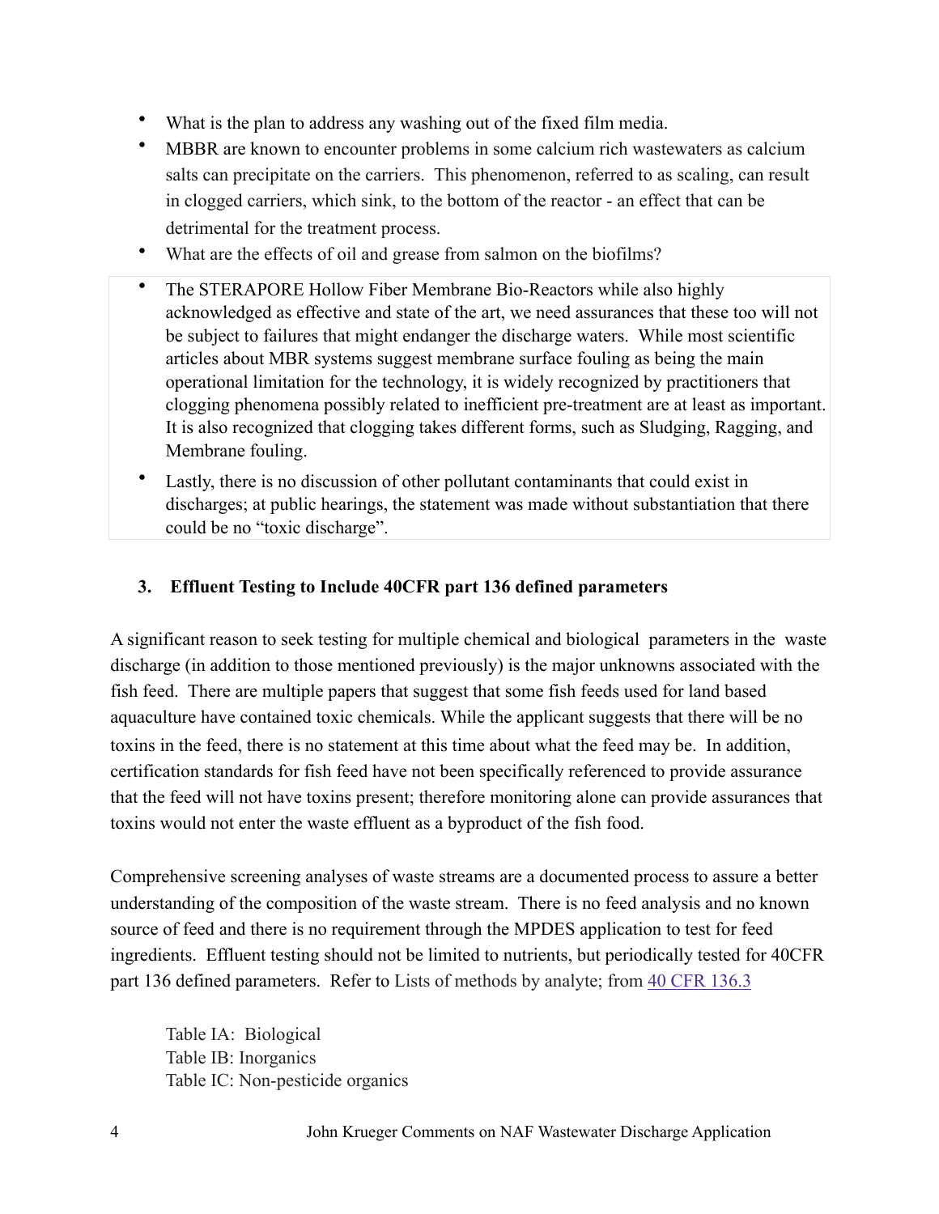- What is the plan to address any washing out of the fixed film media.
- MBBR are known to encounter problems in some calcium rich wastewaters as calcium salts can precipitate on the carriers. This phenomenon, referred to as scaling, can result in clogged carriers, which sink, to the bottom of the reactor - an effect that can be detrimental for the treatment process.
- What are the effects of oil and grease from salmon on the biofilms?
- The STERAPORE Hollow Fiber Membrane Bio-Reactors while also highly acknowledged as effective and state of the art, we need assurances that these too will not be subject to failures that might endanger the discharge waters. While most scientific articles about MBR systems suggest membrane surface fouling as being the main operational limitation for the technology, it is widely recognized by practitioners that clogging phenomena possibly related to inefficient pre-treatment are at least as important. It is also recognized that clogging takes different forms, such as Sludging, Ragging, and Membrane fouling.
- Lastly, there is no discussion of other pollutant contaminants that could exist in discharges; at public hearings, the statement was made without substantiation that there could be no "toxic discharge".

### 3. Effluent Testing to Include 40CFR part 136 defined parameters

A significant reason to seek testing for multiple chemical and biological parameters in the waste discharge (in addition to those mentioned previously) is the major unknowns associated with the fish feed. There are multiple papers that suggest that some fish feeds used for land based aquaculture have contained toxic chemicals. While the applicant suggests that there will be no toxins in the feed, there is no statement at this time about what the feed may be. In addition, certification standards for fish feed have not been specifically referenced to provide assurance that the feed will not have toxins present; therefore monitoring alone can provide assurances that toxins would not enter the waste effluent as a byproduct of the fish food.

Comprehensive screening analyses of waste streams are a documented process to assure a better understanding of the composition of the waste stream. There is no feed analysis and no known source of feed and there is no requirement through the MPDES application to test for feed ingredients. Effluent testing should not be limited to nutrients, but periodically tested for 40CFR part 136 defined parameters. Refer to Lists of methods by analyte; from 40 CFR 136.3

Table IA: Biological
Table IB: Inorganics
Table IC: Non-pesticide organics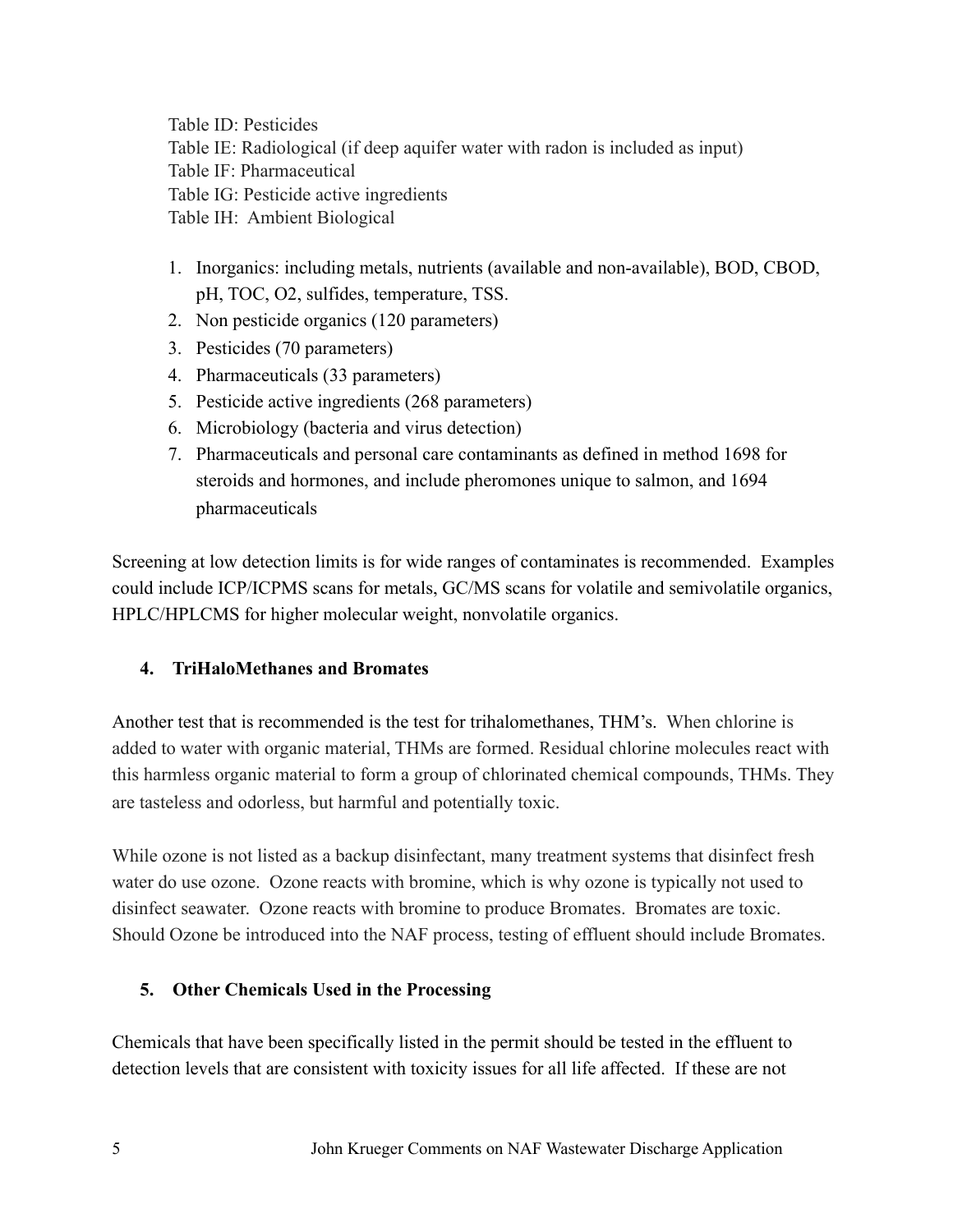Table ID: Pesticides
Table IE: Radiological (if deep aquifer water with radon is included as input)
Table IF: Pharmaceutical
Table IG: Pesticide active ingredients
Table IH: Ambient Biological

1. Inorganics: including metals, nutrients (available and non-available), BOD, CBOD, pH, TOC, O2, sulfides, temperature, TSS.
2. Non pesticide organics (120 parameters)
3. Pesticides (70 parameters)
4. Pharmaceuticals (33 parameters)
5. Pesticide active ingredients (268 parameters)
6. Microbiology (bacteria and virus detection)
7. Pharmaceuticals and personal care contaminants as defined in method 1698 for steroids and hormones, and include pheromones unique to salmon, and 1694 pharmaceuticals

Screening at low detection limits is for wide ranges of contaminates is recommended. Examples could include ICP/ICPMS scans for metals, GC/MS scans for volatile and semivolatile organics, HPLC/HPLCMS for higher molecular weight, nonvolatile organics.

### 4. TriHaloMethanes and Bromates

Another test that is recommended is the test for trihalomethanes, THM's. When chlorine is added to water with organic material, THMs are formed. Residual chlorine molecules react with this harmless organic material to form a group of chlorinated chemical compounds, THMs. They are tasteless and odorless, but harmful and potentially toxic.

While ozone is not listed as a backup disinfectant, many treatment systems that disinfect fresh water do use ozone. Ozone reacts with bromine, which is why ozone is typically not used to disinfect seawater. Ozone reacts with bromine to produce Bromates. Bromates are toxic. Should Ozone be introduced into the NAF process, testing of effluent should include Bromates.

### 5. Other Chemicals Used in the Processing

Chemicals that have been specifically listed in the permit should be tested in the effluent to detection levels that are consistent with toxicity issues for all life affected. If these are not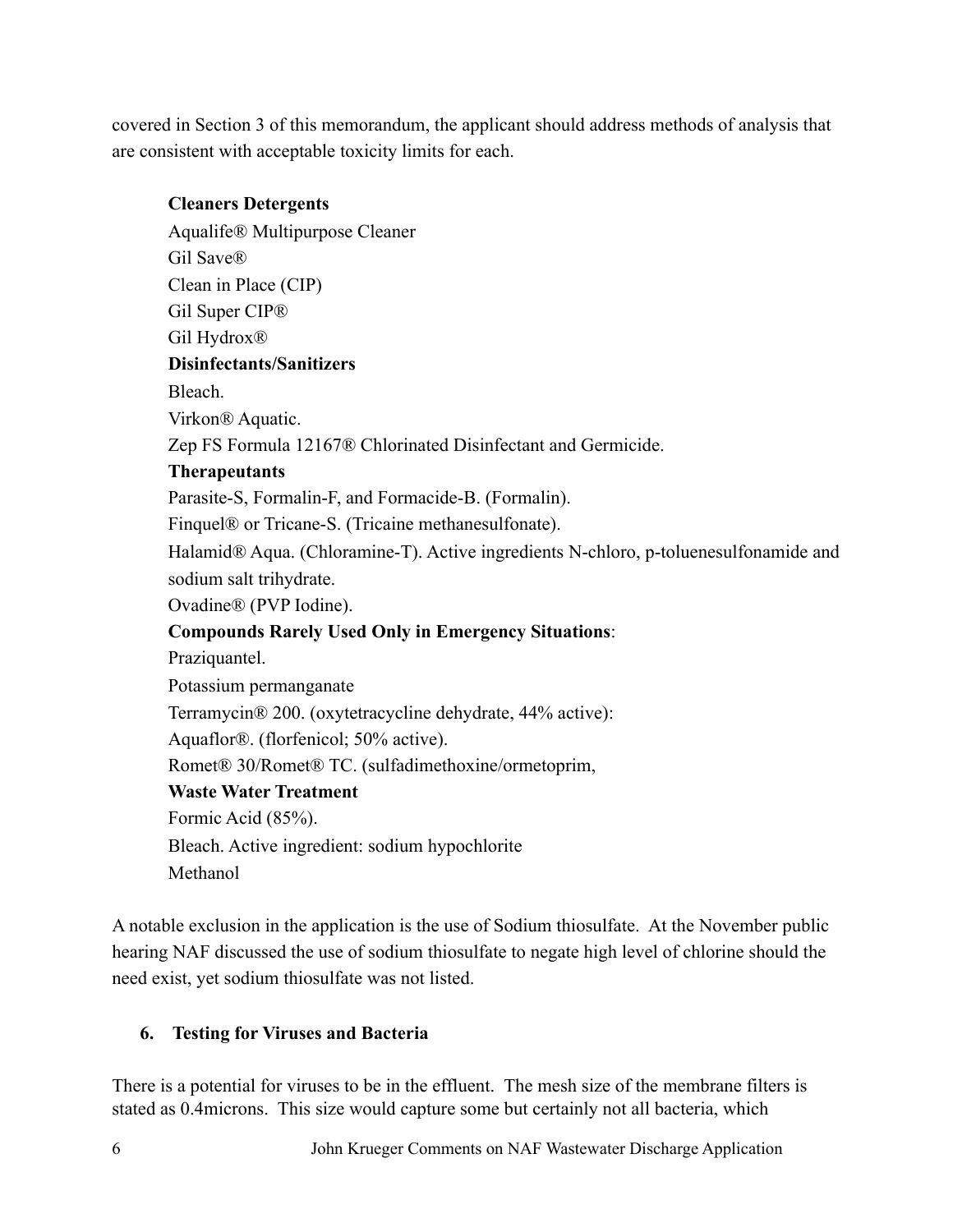covered in Section 3 of this memorandum, the applicant should address methods of analysis that are consistent with acceptable toxicity limits for each.

**Cleaners Detergents**
Aqualife® Multipurpose Cleaner
Gil Save®
Clean in Place (CIP)
Gil Super CIP®
Gil Hydrox®
**Disinfectants/Sanitizers**
Bleach.
Virkon® Aquatic.
Zep FS Formula 12167® Chlorinated Disinfectant and Germicide.
**Therapeutants**
Parasite-S, Formalin-F, and Formacide-B. (Formalin).
Finquel® or Tricane-S. (Tricaine methanesulfonate).
Halamid® Aqua. (Chloramine-T). Active ingredients N-chloro, p-toluenesulfonamide and sodium salt trihydrate.
Ovadine® (PVP Iodine).
**Compounds Rarely Used Only in Emergency Situations**:
Praziquantel.
Potassium permanganate
Terramycin® 200. (oxytetracycline dehydrate, 44% active):
Aquaflor®. (florfenicol; 50% active).
Romet® 30/Romet® TC. (sulfadimethoxine/ormetoprim,
**Waste Water Treatment**
Formic Acid (85%).
Bleach. Active ingredient: sodium hypochlorite
Methanol

A notable exclusion in the application is the use of Sodium thiosulfate. At the November public hearing NAF discussed the use of sodium thiosulfate to negate high level of chlorine should the need exist, yet sodium thiosulfate was not listed.

## 6. Testing for Viruses and Bacteria

There is a potential for viruses to be in the effluent. The mesh size of the membrane filters is stated as 0.4microns. This size would capture some but certainly not all bacteria, which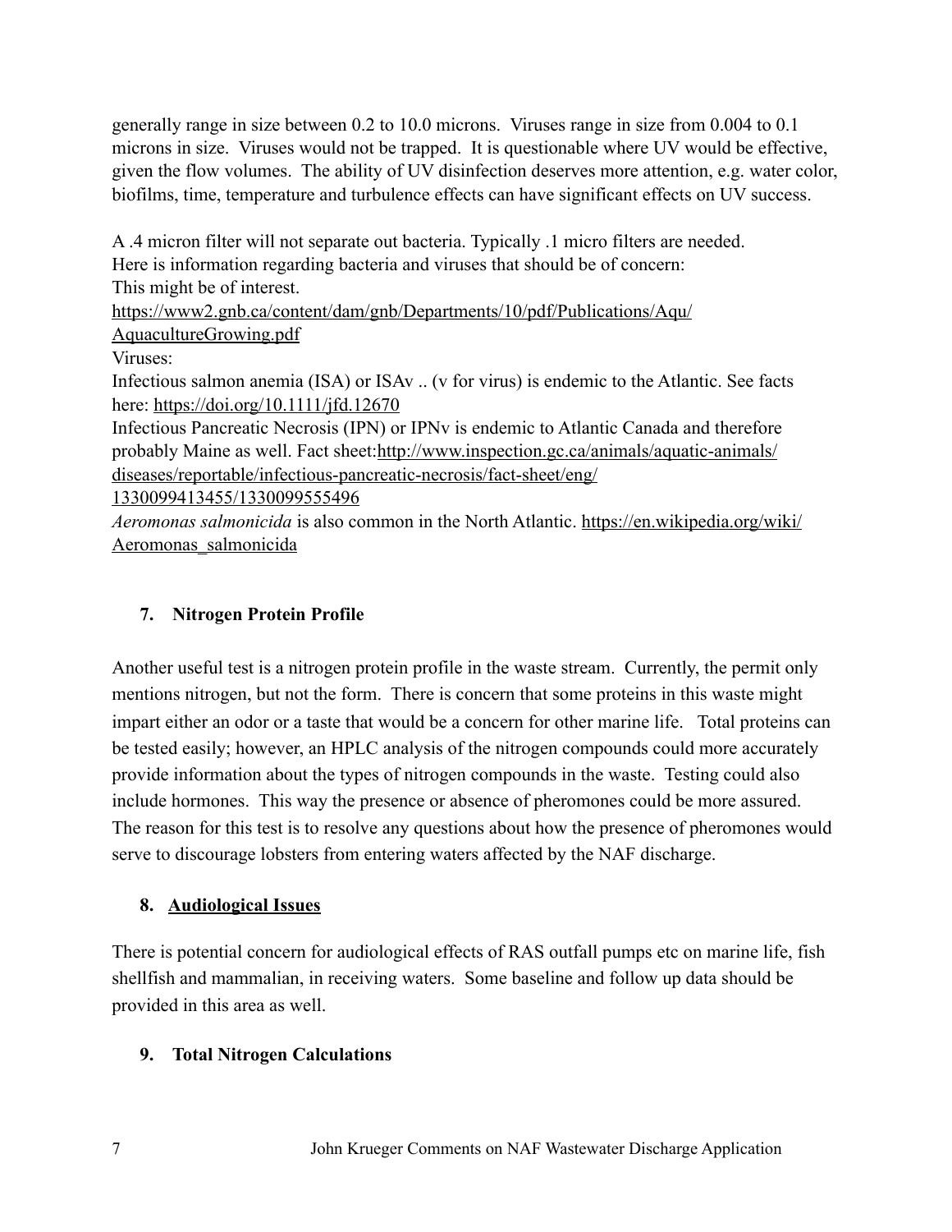generally range in size between 0.2 to 10.0 microns. Viruses range in size from 0.004 to 0.1 microns in size. Viruses would not be trapped. It is questionable where UV would be effective, given the flow volumes. The ability of UV disinfection deserves more attention, e.g. water color, biofilms, time, temperature and turbulence effects can have significant effects on UV success.

A .4 micron filter will not separate out bacteria. Typically .1 micro filters are needed.
Here is information regarding bacteria and viruses that should be of concern:
This might be of interest.
https://www2.gnb.ca/content/dam/gnb/Departments/10/pdf/Publications/Aqu/AquacultureGrowing.pdf
Viruses:
Infectious salmon anemia (ISA) or ISAv .. (v for virus) is endemic to the Atlantic. See facts here: https://doi.org/10.1111/jfd.12670
Infectious Pancreatic Necrosis (IPN) or IPNv is endemic to Atlantic Canada and therefore probably Maine as well. Fact sheet:http://www.inspection.gc.ca/animals/aquatic-animals/diseases/reportable/infectious-pancreatic-necrosis/fact-sheet/eng/1330099413455/1330099555496
*Aeromonas salmonicida* is also common in the North Atlantic. https://en.wikipedia.org/wiki/Aeromonas_salmonicida

## 7. Nitrogen Protein Profile

Another useful test is a nitrogen protein profile in the waste stream. Currently, the permit only mentions nitrogen, but not the form. There is concern that some proteins in this waste might impart either an odor or a taste that would be a concern for other marine life. Total proteins can be tested easily; however, an HPLC analysis of the nitrogen compounds could more accurately provide information about the types of nitrogen compounds in the waste. Testing could also include hormones. This way the presence or absence of pheromones could be more assured. The reason for this test is to resolve any questions about how the presence of pheromones would serve to discourage lobsters from entering waters affected by the NAF discharge.

## 8. Audiological Issues

There is potential concern for audiological effects of RAS outfall pumps etc on marine life, fish shellfish and mammalian, in receiving waters. Some baseline and follow up data should be provided in this area as well.

## 9. Total Nitrogen Calculations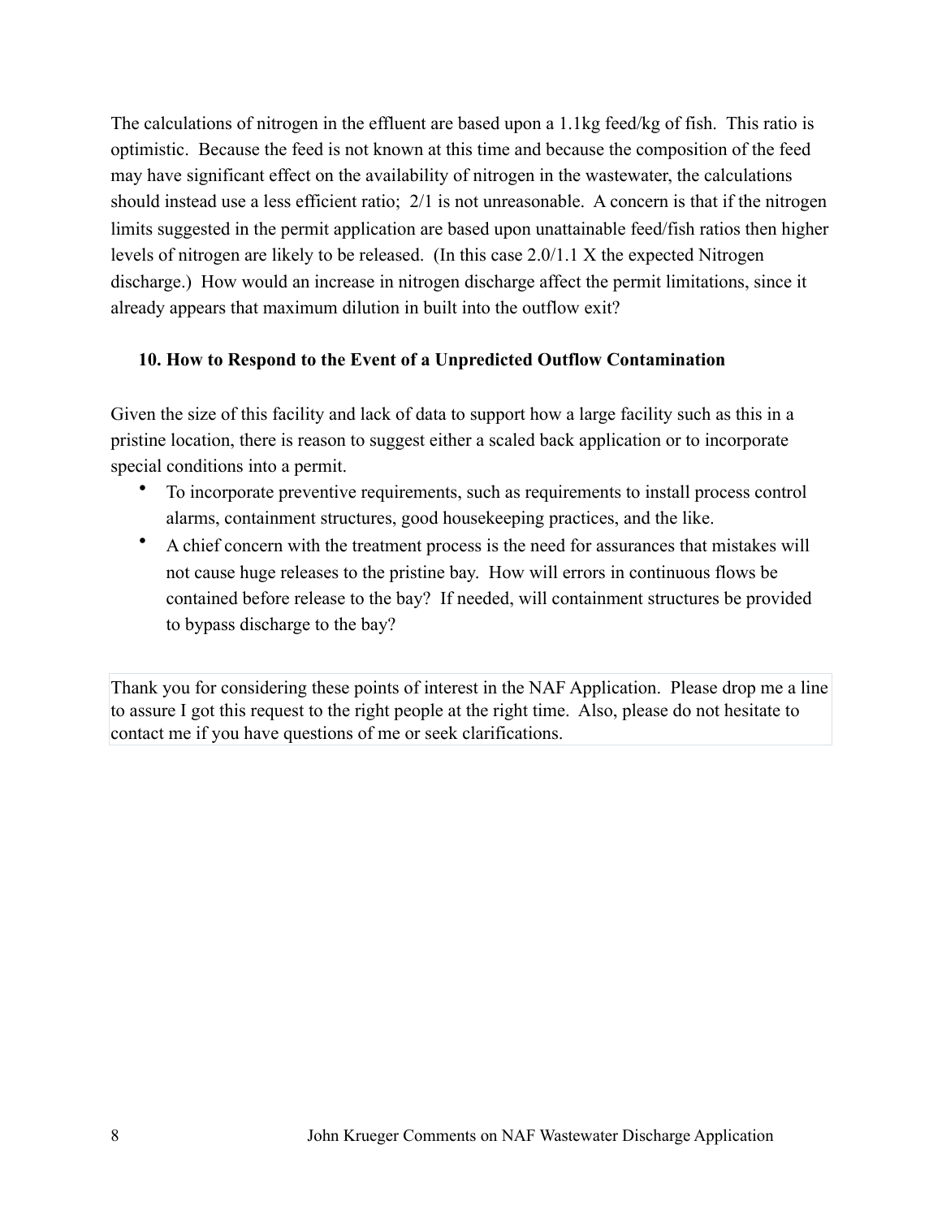The calculations of nitrogen in the effluent are based upon a 1.1kg feed/kg of fish. This ratio is optimistic. Because the feed is not known at this time and because the composition of the feed may have significant effect on the availability of nitrogen in the wastewater, the calculations should instead use a less efficient ratio; 2/1 is not unreasonable. A concern is that if the nitrogen limits suggested in the permit application are based upon unattainable feed/fish ratios then higher levels of nitrogen are likely to be released. (In this case 2.0/1.1 X the expected Nitrogen discharge.) How would an increase in nitrogen discharge affect the permit limitations, since it already appears that maximum dilution in built into the outflow exit?

### 10. How to Respond to the Event of a Unpredicted Outflow Contamination

Given the size of this facility and lack of data to support how a large facility such as this in a pristine location, there is reason to suggest either a scaled back application or to incorporate special conditions into a permit.

- To incorporate preventive requirements, such as requirements to install process control alarms, containment structures, good housekeeping practices, and the like.
- A chief concern with the treatment process is the need for assurances that mistakes will not cause huge releases to the pristine bay. How will errors in continuous flows be contained before release to the bay? If needed, will containment structures be provided to bypass discharge to the bay?

Thank you for considering these points of interest in the NAF Application. Please drop me a line to assure I got this request to the right people at the right time. Also, please do not hesitate to contact me if you have questions of me or seek clarifications.